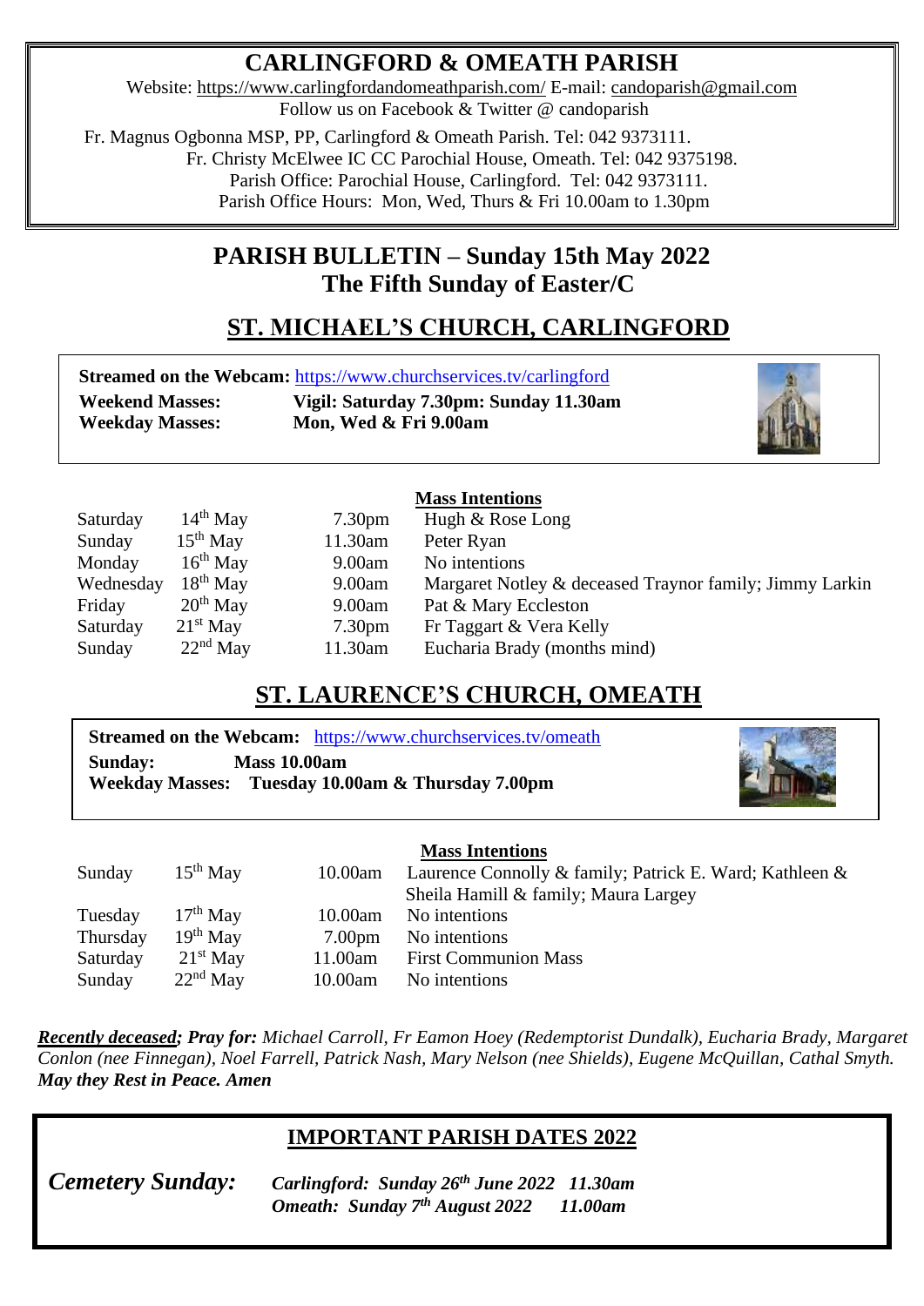# CARLINGFORD & OMEATH PARISH

Website: https://www.carlingfordandomeathparish.com/ E-mail: candoparish@gmail.com
Follow us on Facebook & Twitter @ candoparish

Fr. Magnus Ogbonna MSP, PP, Carlingford & Omeath Parish. Tel: 042 9373111.
Fr. Christy McElwee IC CC Parochial House, Omeath. Tel: 042 9375198.
Parish Office: Parochial House, Carlingford. Tel: 042 9373111.
Parish Office Hours: Mon, Wed, Thurs & Fri 10.00am to 1.30pm

## PARISH BULLETIN – Sunday 15th May 2022
## The Fifth Sunday of Easter/C

## ST. MICHAEL'S CHURCH, CARLINGFORD

**Streamed on the Webcam:** https://www.churchservices.tv/carlingford
**Weekend Masses:** **Vigil: Saturday 7.30pm: Sunday 11.30am**
**Weekday Masses:** **Mon, Wed & Fri 9.00am**

| | | | **Mass Intentions** |
|---|---|---|---|
| Saturday | 14th May | 7.30pm | Hugh & Rose Long |
| Sunday | 15th May | 11.30am | Peter Ryan |
| Monday | 16th May | 9.00am | No intentions |
| Wednesday | 18th May | 9.00am | Margaret Notley & deceased Traynor family; Jimmy Larkin |
| Friday | 20th May | 9.00am | Pat & Mary Eccleston |
| Saturday | 21st May | 7.30pm | Fr Taggart & Vera Kelly |
| Sunday | 22nd May | 11.30am | Eucharia Brady (months mind) |

## ST. LAURENCE'S CHURCH, OMEATH

**Streamed on the Webcam:** https://www.churchservices.tv/omeath
**Sunday:** **Mass 10.00am**
**Weekday Masses:** **Tuesday 10.00am & Thursday 7.00pm**

| | | | **Mass Intentions** |
|---|---|---|---|
| Sunday | 15th May | 10.00am | Laurence Connolly & family; Patrick E. Ward; Kathleen & Sheila Hamill & family; Maura Largey |
| Tuesday | 17th May | 10.00am | No intentions |
| Thursday | 19th May | 7.00pm | No intentions |
| Saturday | 21st May | 11.00am | First Communion Mass |
| Sunday | 22nd May | 10.00am | No intentions |

***Recently deceased; Pray for:*** *Michael Carroll, Fr Eamon Hoey (Redemptorist Dundalk), Eucharia Brady, Margaret Conlon (nee Finnegan), Noel Farrell, Patrick Nash, Mary Nelson (nee Shields), Eugene McQuillan, Cathal Smyth.* ***May they Rest in Peace. Amen***

## IMPORTANT PARISH DATES 2022

***Cemetery Sunday:***
***Carlingford: Sunday 26th June 2022 11.30am***
***Omeath: Sunday 7th August 2022 11.00am***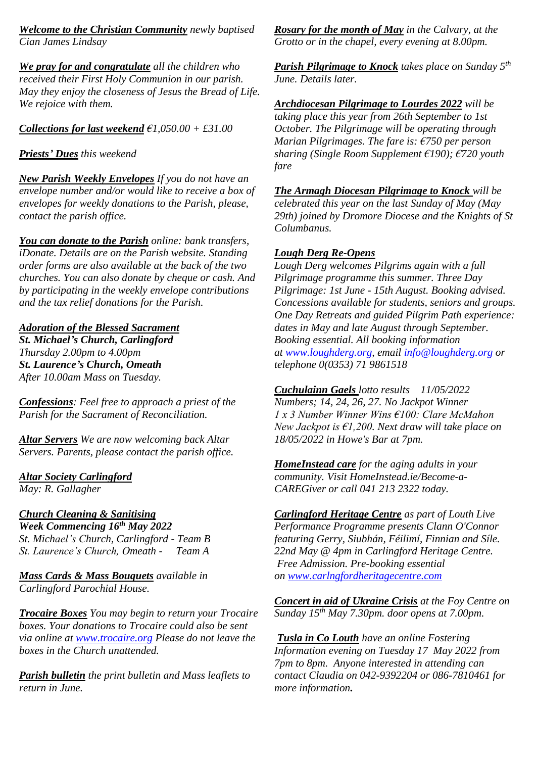***Welcome to the Christian Community*** *newly baptised Cian James Lindsay*

***We pray for and congratulate*** *all the children who received their First Holy Communion in our parish. May they enjoy the closeness of Jesus the Bread of Life. We rejoice with them.*

***Collections for last weekend*** *€1,050.00 + £31.00*

***Priests' Dues*** *this weekend*

***New Parish Weekly Envelopes*** *If you do not have an envelope number and/or would like to receive a box of envelopes for weekly donations to the Parish, please, contact the parish office.*

***You can donate to the Parish*** *online: bank transfers, iDonate. Details are on the Parish website. Standing order forms are also available at the back of the two churches. You can also donate by cheque or cash. And by participating in the weekly envelope contributions and the tax relief donations for the Parish.*

***Adoration of the Blessed Sacrament***
***St. Michael's Church, Carlingford***
*Thursday 2.00pm to 4.00pm*
***St. Laurence's Church, Omeath***
*After 10.00am Mass on Tuesday.*

***Confessions****: Feel free to approach a priest of the Parish for the Sacrament of Reconciliation.*

***Altar Servers*** *We are now welcoming back Altar Servers. Parents, please contact the parish office.*

***Altar Society Carlingford***
*May: R. Gallagher*

***Church Cleaning & Sanitising***
***Week Commencing 16th May 2022***
*St. Michael's Church, Carlingford - Team B*
*St. Laurence's Church, Omeath - Team A*

***Mass Cards & Mass Bouquets*** *available in Carlingford Parochial House.*

***Trocaire Boxes*** *You may begin to return your Trocaire boxes. Your donations to Trocaire could also be sent via online at www.trocaire.org Please do not leave the boxes in the Church unattended.*

***Parish bulletin*** *the print bulletin and Mass leaflets to return in June.*

***Rosary for the month of May*** *in the Calvary, at the Grotto or in the chapel, every evening at 8.00pm.*

***Parish Pilgrimage to Knock*** *takes place on Sunday 5th June. Details later.*

***Archdiocesan Pilgrimage to Lourdes 2022*** *will be taking place this year from 26th September to 1st October. The Pilgrimage will be operating through Marian Pilgrimages. The fare is: €750 per person sharing (Single Room Supplement €190); €720 youth fare*

***The Armagh Diocesan Pilgrimage to Knock*** *will be celebrated this year on the last Sunday of May (May 29th) joined by Dromore Diocese and the Knights of St Columbanus.*

***Lough Derg Re-Opens***
*Lough Derg welcomes Pilgrims again with a full Pilgrimage programme this summer. Three Day Pilgrimage: 1st June - 15th August. Booking advised. Concessions available for students, seniors and groups. One Day Retreats and guided Pilgrim Path experience: dates in May and late August through September. Booking essential. All booking information at www.loughderg.org, email info@loughderg.org or telephone 0(0353) 71 9861518*

***Cuchulainn Gaels*** *lotto results 11/05/2022*
*Numbers; 14, 24, 26, 27. No Jackpot Winner*
*1 x 3 Number Winner Wins €100: Clare McMahon*
*New Jackpot is €1,200. Next draw will take place on 18/05/2022 in Howe's Bar at 7pm.*

***HomeInstead care*** *for the aging adults in your community. Visit HomeInstead.ie/Become-a-CAREGiver or call 041 213 2322 today.*

***Carlingford Heritage Centre*** *as part of Louth Live Performance Programme presents Clann O'Connor featuring Gerry, Siubhán, Féilimí, Finnian and Síle. 22nd May @ 4pm in Carlingford Heritage Centre. Free Admission. Pre-booking essential on www.carlngfordheritagecentre.com*

***Concert in aid of Ukraine Crisis*** *at the Foy Centre on Sunday 15th May 7.30pm. door opens at 7.00pm.*

***Tusla in Co Louth*** *have an online Fostering Information evening on Tuesday 17 May 2022 from 7pm to 8pm. Anyone interested in attending can contact Claudia on 042-9392204 or 086-7810461 for more information.*